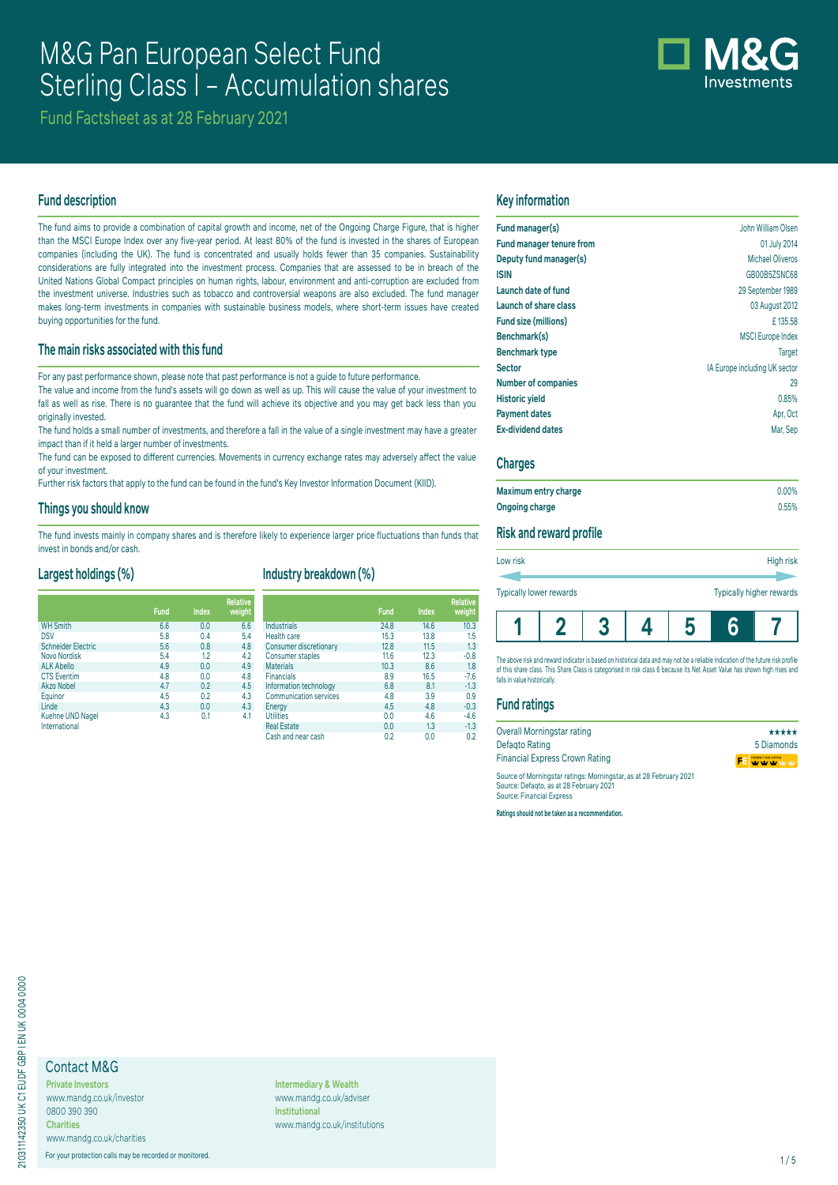# M&G Pan European Select Fund
# Sterling Class I – Accumulation shares

Fund Factsheet as at 28 February 2021

## Fund description

The fund aims to provide a combination of capital growth and income, net of the Ongoing Charge Figure, that is higher than the MSCI Europe Index over any five-year period. At least 80% of the fund is invested in the shares of European companies (including the UK). The fund is concentrated and usually holds fewer than 35 companies. Sustainability considerations are fully integrated into the investment process. Companies that are assessed to be in breach of the United Nations Global Compact principles on human rights, labour, environment and anti-corruption are excluded from the investment universe. Industries such as tobacco and controversial weapons are also excluded. The fund manager makes long-term investments in companies with sustainable business models, where short-term issues have created buying opportunities for the fund.

## The main risks associated with this fund

For any past performance shown, please note that past performance is not a guide to future performance.

The value and income from the fund's assets will go down as well as up. This will cause the value of your investment to fall as well as rise. There is no guarantee that the fund will achieve its objective and you may get back less than you originally invested.

The fund holds a small number of investments, and therefore a fall in the value of a single investment may have a greater impact than if it held a larger number of investments.

The fund can be exposed to different currencies. Movements in currency exchange rates may adversely affect the value of your investment.

Further risk factors that apply to the fund can be found in the fund's Key Investor Information Document (KIID).

## Things you should know

The fund invests mainly in company shares and is therefore likely to experience larger price fluctuations than funds that invest in bonds and/or cash.

## Largest holdings (%)

| | Fund | Index | Relative weight |
|---|---|---|---|
| WH Smith | 6.6 | 0.0 | 6.6 |
| DSV | 5.8 | 0.4 | 5.4 |
| Schneider Electric | 5.6 | 0.8 | 4.8 |
| Novo Nordisk | 5.4 | 1.2 | 4.2 |
| ALK Abello | 4.9 | 0.0 | 4.9 |
| CTS Eventim | 4.8 | 0.0 | 4.8 |
| Akzo Nobel | 4.7 | 0.2 | 4.5 |
| Equinor | 4.5 | 0.2 | 4.3 |
| Linde | 4.3 | 0.0 | 4.3 |
| Kuehne UND Nagel International | 4.3 | 0.1 | 4.1 |

## Industry breakdown (%)

| | Fund | Index | Relative weight |
|---|---|---|---|
| Industrials | 24.8 | 14.6 | 10.3 |
| Health care | 15.3 | 13.8 | 1.5 |
| Consumer discretionary | 12.8 | 11.5 | 1.3 |
| Consumer staples | 11.6 | 12.3 | -0.8 |
| Materials | 10.3 | 8.6 | 1.8 |
| Financials | 8.9 | 16.5 | -7.6 |
| Information technology | 6.8 | 8.1 | -1.3 |
| Communication services | 4.8 | 3.9 | 0.9 |
| Energy | 4.5 | 4.8 | -0.3 |
| Utilities | 0.0 | 4.6 | -4.6 |
| Real Estate | 0.0 | 1.3 | -1.3 |
| Cash and near cash | 0.2 | 0.0 | 0.2 |

## Key information

| | |
|---|---|
| **Fund manager(s)** | John William Olsen |
| **Fund manager tenure from** | 01 July 2014 |
| **Deputy fund manager(s)** | Michael Oliveros |
| **ISIN** | GB00B5ZSNC68 |
| **Launch date of fund** | 29 September 1989 |
| **Launch of share class** | 03 August 2012 |
| **Fund size (millions)** | £ 135.58 |
| **Benchmark(s)** | MSCI Europe Index |
| **Benchmark type** | Target |
| **Sector** | IA Europe including UK sector |
| **Number of companies** | 29 |
| **Historic yield** | 0.85% |
| **Payment dates** | Apr, Oct |
| **Ex-dividend dates** | Mar, Sep |

## Charges

| | |
|---|---|
| **Maximum entry charge** | 0.00% |
| **Ongoing charge** | 0.55% |

## Risk and reward profile

Low risk — High risk

Typically lower rewards — Typically higher rewards

| 1 | 2 | 3 | 4 | 5 | **6** | 7 |
|---|---|---|---|---|---|---|

The above risk and reward indicator is based on historical data and may not be a reliable indication of the future risk profile of this share class. This Share Class is categorised in risk class 6 because its Net Asset Value has shown high rises and falls in value historically.

## Fund ratings

| | |
|---|---|
| Overall Morningstar rating | ★★★★★ |
| Defaqto Rating | 5 Diamonds |
| Financial Express Crown Rating | |

Source of Morningstar ratings: Morningstar, as at 28 February 2021
Source: Defaqto, as at 28 February 2021
Source: Financial Express

**Ratings should not be taken as a recommendation.**

## Contact M&G

**Private Investors**
www.mandg.co.uk/investor
0800 390 390

**Charities**
www.mandg.co.uk/charities

**Intermediary & Wealth**
www.mandg.co.uk/adviser

**Institutional**
www.mandg.co.uk/institutions

For your protection calls may be recorded or monitored.

210311142350 UK C1 EUDF GBP I EN UK 0004 0000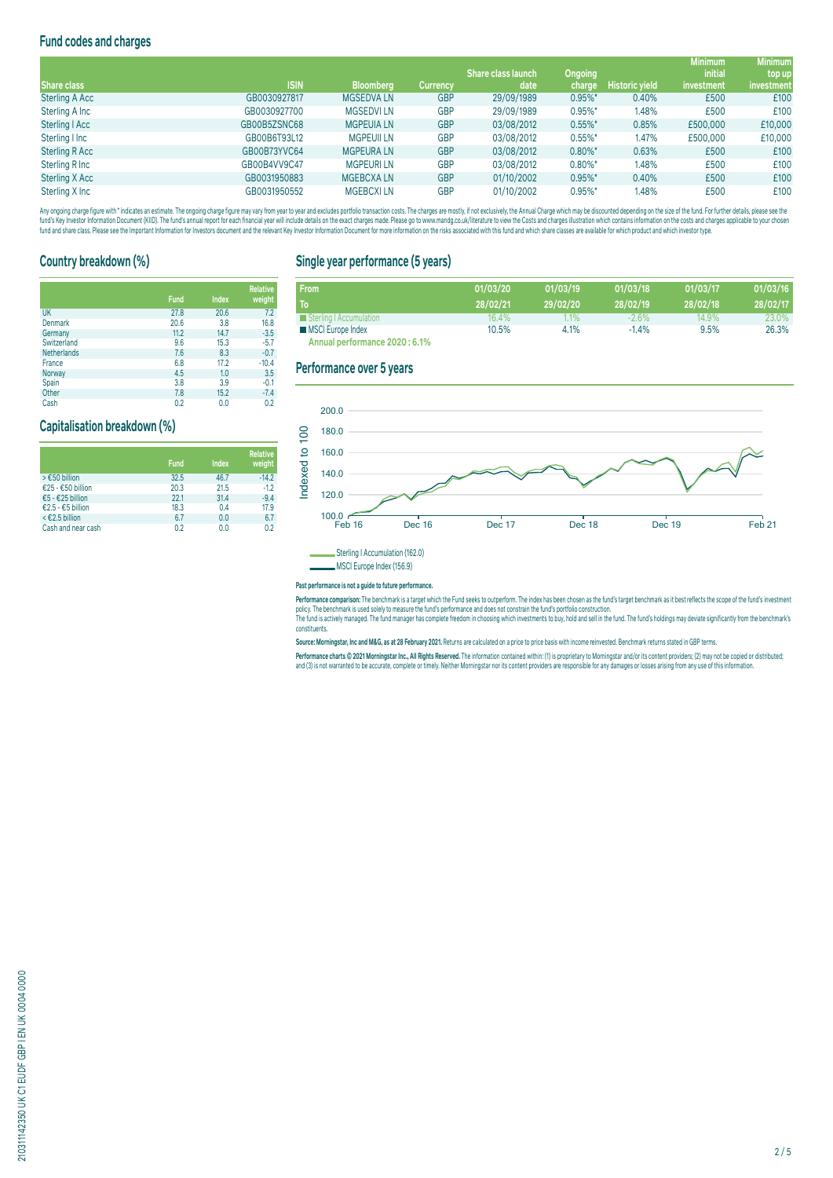## Fund codes and charges

| Share class | ISIN | Bloomberg | Currency | Share class launch date | Ongoing charge | Historic yield | Minimum initial investment | Minimum top up investment |
|---|---|---|---|---|---|---|---|---|
| Sterling A Acc | GB0030927817 | MGSEDVA LN | GBP | 29/09/1989 | 0.95%* | 0.40% | £500 | £100 |
| Sterling A Inc | GB0030927700 | MGSEDVI LN | GBP | 29/09/1989 | 0.95%* | 1.48% | £500 | £100 |
| Sterling I Acc | GB00B5ZSNC68 | MGPEUIA LN | GBP | 03/08/2012 | 0.55%* | 0.85% | £500,000 | £10,000 |
| Sterling I Inc | GB00B6T93L12 | MGPEUII LN | GBP | 03/08/2012 | 0.55%* | 1.47% | £500,000 | £10,000 |
| Sterling R Acc | GB00B73YVC64 | MGPEURA LN | GBP | 03/08/2012 | 0.80%* | 0.63% | £500 | £100 |
| Sterling R Inc | GB00B4VV9C47 | MGPEURI LN | GBP | 03/08/2012 | 0.80%* | 1.48% | £500 | £100 |
| Sterling X Acc | GB0031950883 | MGEBCXA LN | GBP | 01/10/2002 | 0.95%* | 0.40% | £500 | £100 |
| Sterling X Inc | GB0031950552 | MGEBCXI LN | GBP | 01/10/2002 | 0.95%* | 1.48% | £500 | £100 |

Any ongoing charge figure with * indicates an estimate. The ongoing charge figure may vary from year to year and excludes portfolio transaction costs. The charges are mostly, if not exclusively, the Annual Charge which may be discounted depending on the size of the fund. For further details, please see the fund's Key Investor Information Document (KIID). The fund's annual report for each financial year will include details on the exact charges made. Please go to www.mandg.co.uk/literature to view the Costs and charges illustration which contains information on the costs and charges applicable to your chosen fund and share class. Please see the Important Information for Investors document and the relevant Key Investor Information Document for more information on the risks associated with this fund and which share classes are available for which product and which investor type.

## Country breakdown (%)

| | Fund | Index | Relative weight |
|---|---|---|---|
| UK | 27.8 | 20.6 | 7.2 |
| Denmark | 20.6 | 3.8 | 16.8 |
| Germany | 11.2 | 14.7 | -3.5 |
| Switzerland | 9.6 | 15.3 | -5.7 |
| Netherlands | 7.6 | 8.3 | -0.7 |
| France | 6.8 | 17.2 | -10.4 |
| Norway | 4.5 | 1.0 | 3.5 |
| Spain | 3.8 | 3.9 | -0.1 |
| Other | 7.8 | 15.2 | -7.4 |
| Cash | 0.2 | 0.0 | 0.2 |

## Capitalisation breakdown (%)

| | Fund | Index | Relative weight |
|---|---|---|---|
| > €50 billion | 32.5 | 46.7 | -14.2 |
| €25 - €50 billion | 20.3 | 21.5 | -1.2 |
| €5 - €25 billion | 22.1 | 31.4 | -9.4 |
| €2.5 - €5 billion | 18.3 | 0.4 | 17.9 |
| < €2.5 billion | 6.7 | 0.0 | 6.7 |
| Cash and near cash | 0.2 | 0.0 | 0.2 |

## Single year performance (5 years)

| From | 01/03/20 | 01/03/19 | 01/03/18 | 01/03/17 | 01/03/16 |
|---|---|---|---|---|---|
| To | 28/02/21 | 29/02/20 | 28/02/19 | 28/02/18 | 28/02/17 |
| Sterling I Accumulation | 16.4% | 1.1% | -2.6% | 14.9% | 23.0% |
| MSCI Europe Index | 10.5% | 4.1% | -1.4% | 9.5% | 26.3% |

**Annual performance 2020 : 6.1%**

## Performance over 5 years

Sterling I Accumulation (162.0)

MSCI Europe Index (156.9)

**Past performance is not a guide to future performance.**

**Performance comparison:** The benchmark is a target which the Fund seeks to outperform. The index has been chosen as the fund's target benchmark as it best reflects the scope of the fund's investment policy. The benchmark is used solely to measure the fund's performance and does not constrain the fund's portfolio construction.
The fund is actively managed. The fund manager has complete freedom in choosing which investments to buy, hold and sell in the fund. The fund's holdings may deviate significantly from the benchmark's constituents.

**Source: Morningstar, Inc and M&G, as at 28 February 2021.** Returns are calculated on a price to price basis with income reinvested. Benchmark returns stated in GBP terms.

**Performance charts © 2021 Morningstar Inc., All Rights Reserved.** The information contained within: (1) is proprietary to Morningstar and/or its content providers; (2) may not be copied or distributed; and (3) is not warranted to be accurate, complete or timely. Neither Morningstar nor its content providers are responsible for any damages or losses arising from any use of this information.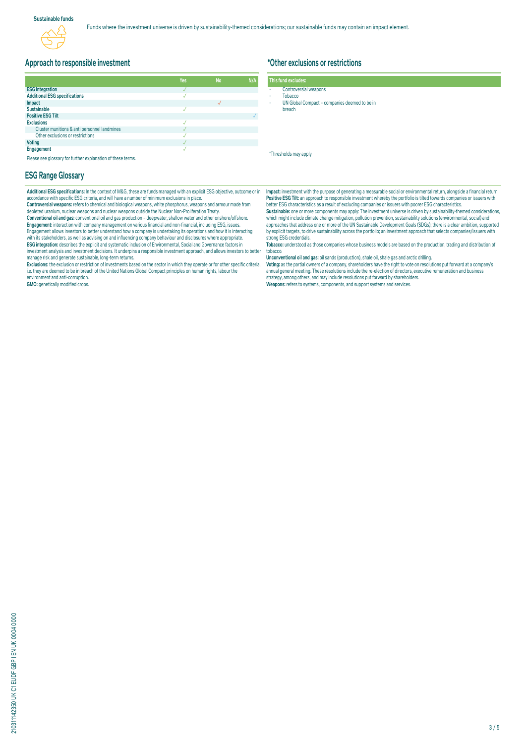**Sustainable funds**

Funds where the investment universe is driven by sustainability-themed considerations; our sustainable funds may contain an impact element.

## Approach to responsible investment

| | Yes | No | N/A |
|---|---|---|---|
| **ESG integration** | ✓ | | |
| **Additional ESG specifications** | ✓ | | |
| **Impact** | | ✓ | |
| **Sustainable** | ✓ | | |
| **Positive ESG Tilt** | | | ✓ |
| **Exclusions** | ✓ | | |
| Cluster munitions & anti personnel landmines | ✓ | | |
| Other exclusions or restrictions | ✓ | | |
| **Voting** | ✓ | | |
| **Engagement** | ✓ | | |

Please see glossary for further explanation of these terms.

## *Other exclusions or restrictions

**This fund excludes:**

- Controversial weapons
- Tobacco
- UN Global Compact – companies deemed to be in breach

*Thresholds may apply

## ESG Range Glossary

**Additional ESG specifications:** In the context of M&G, these are funds managed with an explicit ESG objective, outcome or in accordance with specific ESG criteria, and will have a number of minimum exclusions in place.
**Controversial weapons:** refers to chemical and biological weapons, white phosphorus, weapons and armour made from depleted uranium, nuclear weapons and nuclear weapons outside the Nuclear Non-Proliferation Treaty.
**Conventional oil and gas:** conventional oil and gas production – deepwater, shallow water and other onshore/offshore.
**Engagement:** interaction with company management on various financial and non-financial, including ESG, issues. Engagement allows investors to better understand how a company is undertaking its operations and how it is interacting with its stakeholders, as well as advising on and influencing company behaviour and disclosures where appropriate.
**ESG integration:** describes the explicit and systematic inclusion of Environmental, Social and Governance factors in investment analysis and investment decisions. It underpins a responsible investment approach, and allows investors to better manage risk and generate sustainable, long-term returns.
**Exclusions:** the exclusion or restriction of investments based on the sector in which they operate or for other specific criteria, i.e. they are deemed to be in breach of the United Nations Global Compact principles on human rights, labour the environment and anti-corruption.
**GMO:** genetically modified crops.
**Impact:** investment with the purpose of generating a measurable social or environmental return, alongside a financial return.
**Positive ESG Tilt:** an approach to responsible investment whereby the portfolio is tilted towards companies or issuers with better ESG characteristics as a result of excluding companies or issuers with poorer ESG characteristics.
**Sustainable:** one or more components may apply: The investment universe is driven by sustainability-themed considerations, which might include climate change mitigation, pollution prevention, sustainability solutions (environmental, social) and approaches that address one or more of the UN Sustainable Development Goals (SDGs); there is a clear ambition, supported by explicit targets, to drive sustainability across the portfolio; an investment approach that selects companies/issuers with strong ESG credentials.
**Tobacco:** understood as those companies whose business models are based on the production, trading and distribution of tobacco.
**Unconventional oil and gas:** oil sands (production), shale oil, shale gas and arctic drilling.
**Voting:** as the partial owners of a company, shareholders have the right to vote on resolutions put forward at a company's annual general meeting. These resolutions include the re-election of directors, executive remuneration and business strategy, among others, and may include resolutions put forward by shareholders.
**Weapons:** refers to systems, components, and support systems and services.

210311142350 UK C1 EUDF GBP I EN UK 0004 0000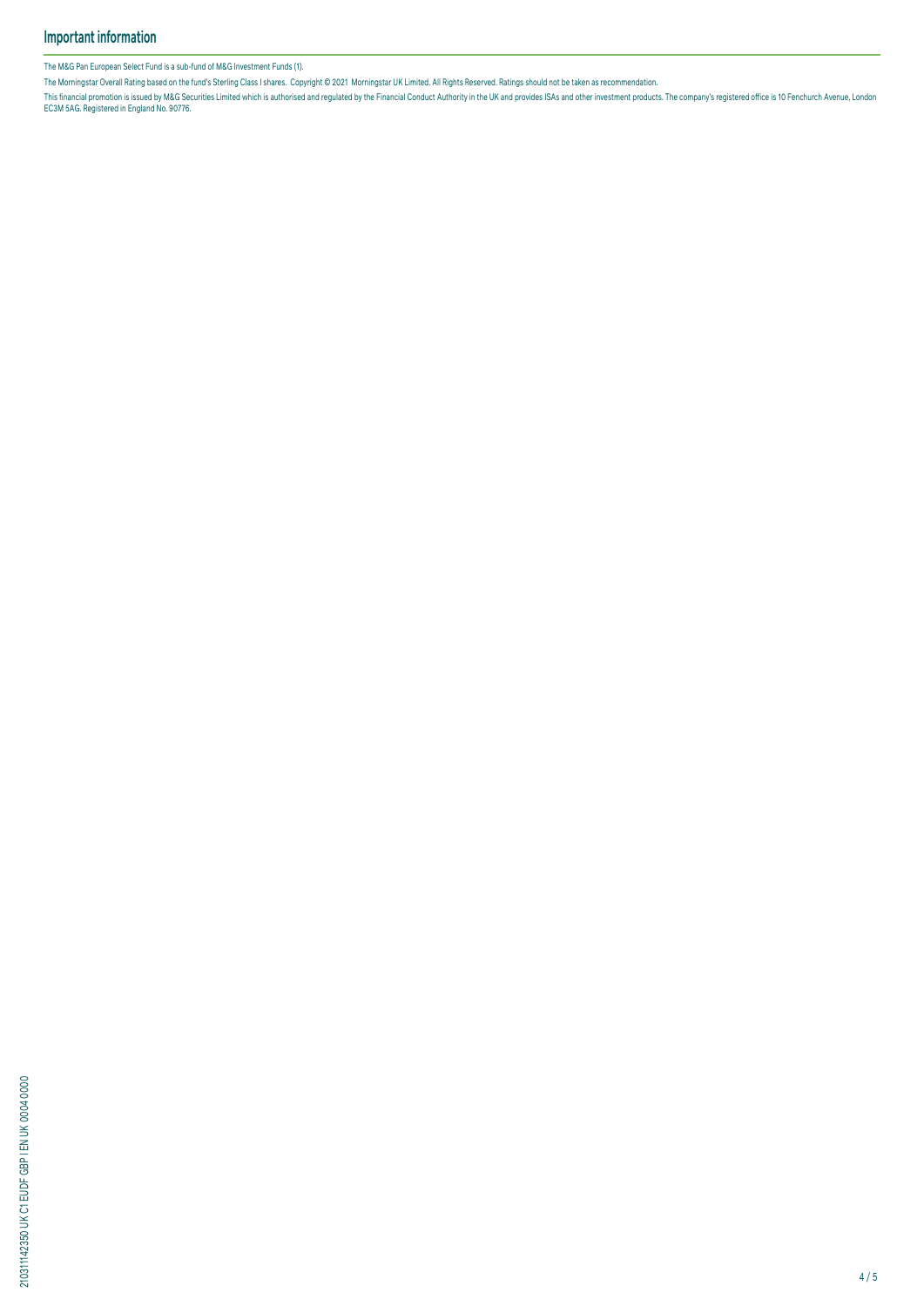## Important information

The M&G Pan European Select Fund is a sub-fund of M&G Investment Funds (1).

The Morningstar Overall Rating based on the fund's Sterling Class I shares. Copyright © 2021 Morningstar UK Limited. All Rights Reserved. Ratings should not be taken as recommendation.

This financial promotion is issued by M&G Securities Limited which is authorised and regulated by the Financial Conduct Authority in the UK and provides ISAs and other investment products. The company's registered office is 10 Fenchurch Avenue, London EC3M 5AG. Registered in England No. 90776.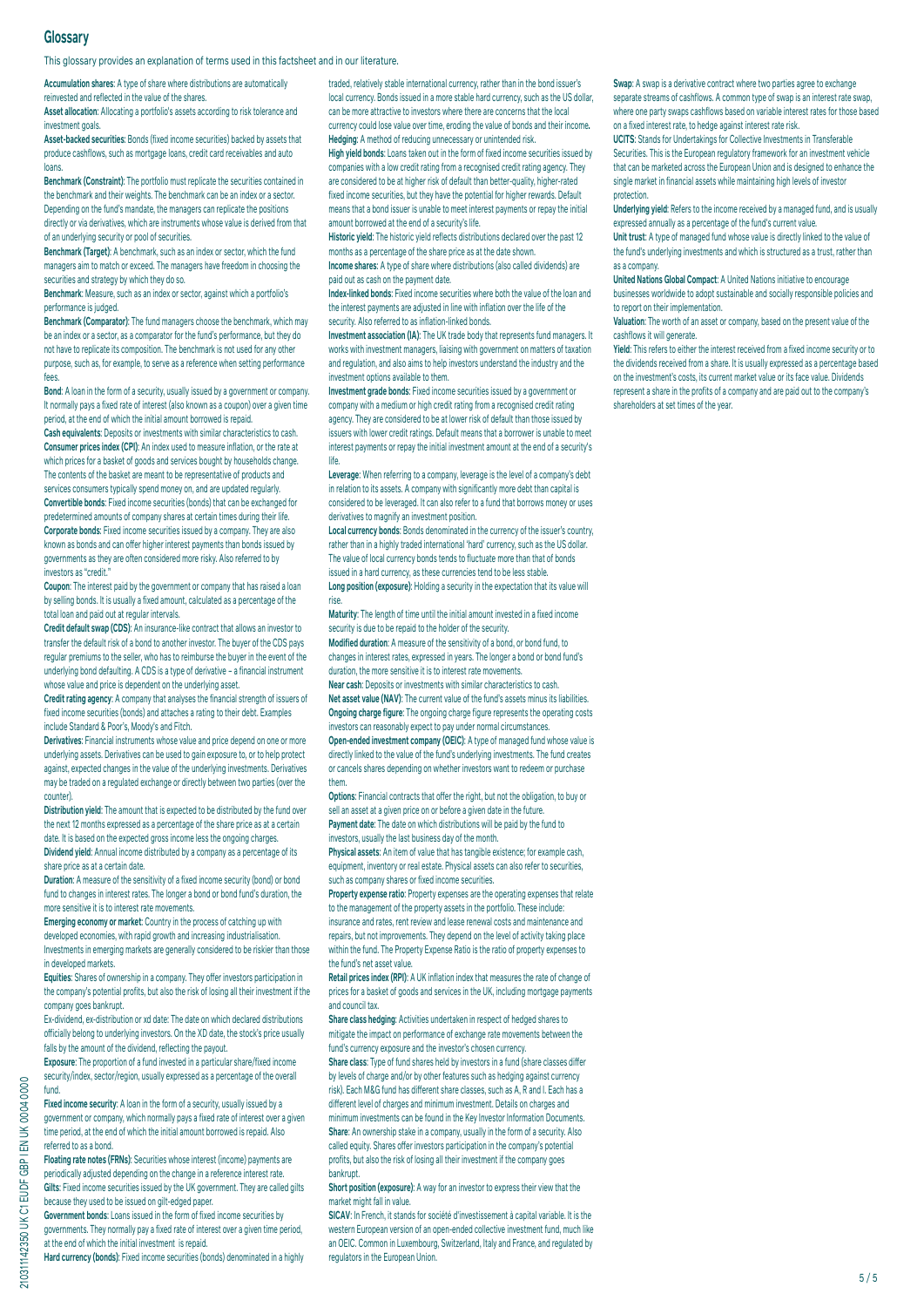## Glossary

This glossary provides an explanation of terms used in this factsheet and in our literature.

**Accumulation shares**: A type of share where distributions are automatically reinvested and reflected in the value of the shares.

**Asset allocation**: Allocating a portfolio's assets according to risk tolerance and investment goals.

**Asset-backed securities**: Bonds (fixed income securities) backed by assets that produce cashflows, such as mortgage loans, credit card receivables and auto loans.

**Benchmark (Constraint)**: The portfolio must replicate the securities contained in the benchmark and their weights. The benchmark can be an index or a sector. Depending on the fund's mandate, the managers can replicate the positions directly or via derivatives, which are instruments whose value is derived from that of an underlying security or pool of securities.

**Benchmark (Target)**: A benchmark, such as an index or sector, which the fund managers aim to match or exceed. The managers have freedom in choosing the securities and strategy by which they do so.

**Benchmark**: Measure, such as an index or sector, against which a portfolio's performance is judged.

**Benchmark (Comparator)**: The fund managers choose the benchmark, which may be an index or a sector, as a comparator for the fund's performance, but they do not have to replicate its composition. The benchmark is not used for any other purpose, such as, for example, to serve as a reference when setting performance fees.

**Bond**: A loan in the form of a security, usually issued by a government or company. It normally pays a fixed rate of interest (also known as a coupon) over a given time period, at the end of which the initial amount borrowed is repaid.

**Cash equivalents**: Deposits or investments with similar characteristics to cash.

**Consumer prices index (CPI)**: An index used to measure inflation, or the rate at which prices for a basket of goods and services bought by households change. The contents of the basket are meant to be representative of products and services consumers typically spend money on, and are updated regularly.

**Convertible bonds**: Fixed income securities (bonds) that can be exchanged for predetermined amounts of company shares at certain times during their life.

**Corporate bonds**: Fixed income securities issued by a company. They are also known as bonds and can offer higher interest payments than bonds issued by governments as they are often considered more risky. Also referred to by investors as "credit."

**Coupon**: The interest paid by the government or company that has raised a loan by selling bonds. It is usually a fixed amount, calculated as a percentage of the total loan and paid out at regular intervals.

**Credit default swap (CDS)**: An insurance-like contract that allows an investor to transfer the default risk of a bond to another investor. The buyer of the CDS pays regular premiums to the seller, who has to reimburse the buyer in the event of the underlying bond defaulting. A CDS is a type of derivative – a financial instrument whose value and price is dependent on the underlying asset.

**Credit rating agency**: A company that analyses the financial strength of issuers of fixed income securities (bonds) and attaches a rating to their debt. Examples include Standard & Poor's, Moody's and Fitch.

**Derivatives**: Financial instruments whose value and price depend on one or more underlying assets. Derivatives can be used to gain exposure to, or to help protect against, expected changes in the value of the underlying investments. Derivatives may be traded on a regulated exchange or directly between two parties (over the counter).

**Distribution yield**: The amount that is expected to be distributed by the fund over the next 12 months expressed as a percentage of the share price as at a certain date. It is based on the expected gross income less the ongoing charges.

**Dividend yield**: Annual income distributed by a company as a percentage of its share price as at a certain date.

**Duration**: A measure of the sensitivity of a fixed income security (bond) or bond fund to changes in interest rates. The longer a bond or bond fund's duration, the more sensitive it is to interest rate movements.

**Emerging economy or market**: Country in the process of catching up with developed economies, with rapid growth and increasing industrialisation. Investments in emerging markets are generally considered to be riskier than those in developed markets.

**Equities**: Shares of ownership in a company. They offer investors participation in the company's potential profits, but also the risk of losing all their investment if the company goes bankrupt.

Ex-dividend, ex-distribution or xd date: The date on which declared distributions officially belong to underlying investors. On the XD date, the stock's price usually falls by the amount of the dividend, reflecting the payout.

**Exposure**: The proportion of a fund invested in a particular share/fixed income security/index, sector/region, usually expressed as a percentage of the overall fund.

**Fixed income security**: A loan in the form of a security, usually issued by a government or company, which normally pays a fixed rate of interest over a given time period, at the end of which the initial amount borrowed is repaid. Also referred to as a bond.

**Floating rate notes (FRNs)**: Securities whose interest (income) payments are periodically adjusted depending on the change in a reference interest rate.

**Gilts**: Fixed income securities issued by the UK government. They are called gilts because they used to be issued on gilt-edged paper.

**Government bonds**: Loans issued in the form of fixed income securities by governments. They normally pay a fixed rate of interest over a given time period, at the end of which the initial investment is repaid.

**Hard currency (bonds)**: Fixed income securities (bonds) denominated in a highly traded, relatively stable international currency, rather than in the bond issuer's local currency. Bonds issued in a more stable hard currency, such as the US dollar, can be more attractive to investors where there are concerns that the local currency could lose value over time, eroding the value of bonds and their income.

**Hedging**: A method of reducing unnecessary or unintended risk.

**High yield bonds**: Loans taken out in the form of fixed income securities issued by companies with a low credit rating from a recognised credit rating agency. They are considered to be at higher risk of default than better-quality, higher-rated fixed income securities, but they have the potential for higher rewards. Default means that a bond issuer is unable to meet interest payments or repay the initial amount borrowed at the end of a security's life.

**Historic yield**: The historic yield reflects distributions declared over the past 12 months as a percentage of the share price as at the date shown.

**Income shares**: A type of share where distributions (also called dividends) are paid out as cash on the payment date.

**Index-linked bonds**: Fixed income securities where both the value of the loan and the interest payments are adjusted in line with inflation over the life of the security. Also referred to as inflation-linked bonds.

**Investment association (IA)**: The UK trade body that represents fund managers. It works with investment managers, liaising with government on matters of taxation and regulation, and also aims to help investors understand the industry and the investment options available to them.

**Investment grade bonds**: Fixed income securities issued by a government or company with a medium or high credit rating from a recognised credit rating agency. They are considered to be at lower risk of default than those issued by issuers with lower credit ratings. Default means that a borrower is unable to meet interest payments or repay the initial investment amount at the end of a security's life.

**Leverage**: When referring to a company, leverage is the level of a company's debt in relation to its assets. A company with significantly more debt than capital is considered to be leveraged. It can also refer to a fund that borrows money or uses derivatives to magnify an investment position.

**Local currency bonds**: Bonds denominated in the currency of the issuer's country, rather than in a highly traded international 'hard' currency, such as the US dollar. The value of local currency bonds tends to fluctuate more than that of bonds issued in a hard currency, as these currencies tend to be less stable.

**Long position (exposure)**: Holding a security in the expectation that its value will rise.

**Maturity**: The length of time until the initial amount invested in a fixed income security is due to be repaid to the holder of the security.

**Modified duration**: A measure of the sensitivity of a bond, or bond fund, to changes in interest rates, expressed in years. The longer a bond or bond fund's duration, the more sensitive it is to interest rate movements.

**Near cash**: Deposits or investments with similar characteristics to cash.

**Net asset value (NAV)**: The current value of the fund's assets minus its liabilities.

**Ongoing charge figure**: The ongoing charge figure represents the operating costs investors can reasonably expect to pay under normal circumstances.

**Open-ended investment company (OEIC)**: A type of managed fund whose value is directly linked to the value of the fund's underlying investments. The fund creates or cancels shares depending on whether investors want to redeem or purchase them.

**Options**: Financial contracts that offer the right, but not the obligation, to buy or sell an asset at a given price on or before a given date in the future.

**Payment date**: The date on which distributions will be paid by the fund to investors, usually the last business day of the month.

**Physical assets**: An item of value that has tangible existence; for example cash, equipment, inventory or real estate. Physical assets can also refer to securities, such as company shares or fixed income securities.

**Property expense ratio**: Property expenses are the operating expenses that relate to the management of the property assets in the portfolio. These include: insurance and rates, rent review and lease renewal costs and maintenance and repairs, but not improvements. They depend on the level of activity taking place within the fund. The Property Expense Ratio is the ratio of property expenses to the fund's net asset value.

**Retail prices index (RPI)**: A UK inflation index that measures the rate of change of prices for a basket of goods and services in the UK, including mortgage payments and council tax.

**Share class hedging**: Activities undertaken in respect of hedged shares to mitigate the impact on performance of exchange rate movements between the fund's currency exposure and the investor's chosen currency.

**Share class**: Type of fund shares held by investors in a fund (share classes differ by levels of charge and/or by other features such as hedging against currency risk). Each M&G fund has different share classes, such as A, R and I. Each has a different level of charges and minimum investment. Details on charges and minimum investments can be found in the Key Investor Information Documents.

**Share**: An ownership stake in a company, usually in the form of a security. Also called equity. Shares offer investors participation in the company's potential profits, but also the risk of losing all their investment if the company goes bankrupt.

**Short position (exposure)**: A way for an investor to express their view that the market might fall in value.

**SICAV**: In French, it stands for société d'investissement à capital variable. It is the western European version of an open-ended collective investment fund, much like an OEIC. Common in Luxembourg, Switzerland, Italy and France, and regulated by regulators in the European Union.

**Swap**: A swap is a derivative contract where two parties agree to exchange separate streams of cashflows. A common type of swap is an interest rate swap, where one party swaps cashflows based on variable interest rates for those based on a fixed interest rate, to hedge against interest rate risk.

**UCITS**: Stands for Undertakings for Collective Investments in Transferable Securities. This is the European regulatory framework for an investment vehicle that can be marketed across the European Union and is designed to enhance the single market in financial assets while maintaining high levels of investor protection.

**Underlying yield**: Refers to the income received by a managed fund, and is usually expressed annually as a percentage of the fund's current value.

**Unit trust**: A type of managed fund whose value is directly linked to the value of the fund's underlying investments and which is structured as a trust, rather than as a company.

**United Nations Global Compact**: A United Nations initiative to encourage businesses worldwide to adopt sustainable and socially responsible policies and to report on their implementation.

**Valuation**: The worth of an asset or company, based on the present value of the cashflows it will generate.

**Yield**: This refers to either the interest received from a fixed income security or to the dividends received from a share. It is usually expressed as a percentage based on the investment's costs, its current market value or its face value. Dividends represent a share in the profits of a company and are paid out to the company's shareholders at set times of the year.

210311142350 UK C1 EUDF GBP I EN UK 0004 0000